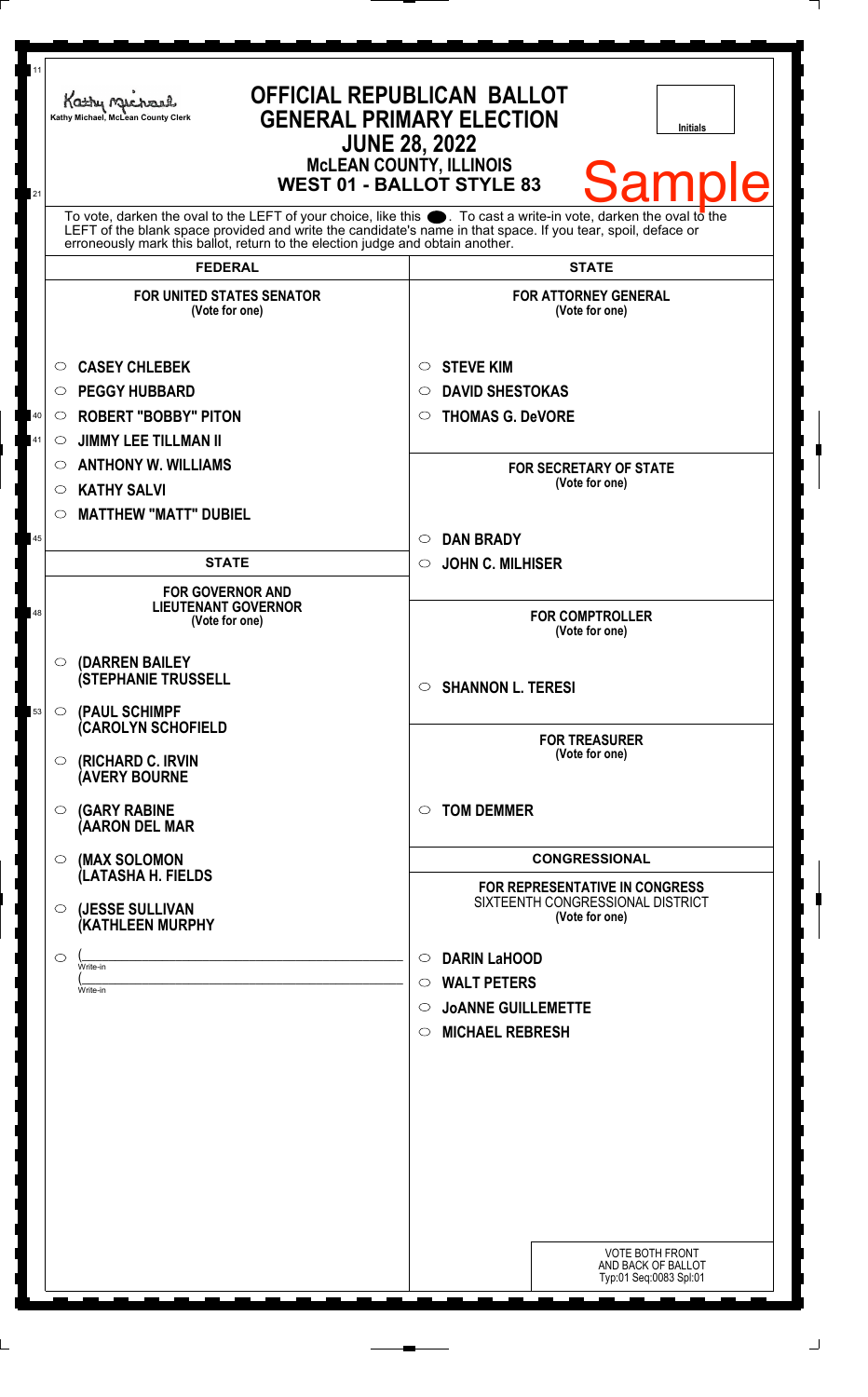Kathy Michael, McLean County Clerk

# OFFICIAL REPUBLICAN BALLOT
## GENERAL PRIMARY ELECTION
### JUNE 28, 2022
### McLEAN COUNTY, ILLINOIS
### WEST 01 - BALLOT STYLE 83

Initials

**Sample**

To vote, darken the oval to the LEFT of your choice, like this ⬤. To cast a write-in vote, darken the oval to the LEFT of the blank space provided and write the candidate's name in that space. If you tear, spoil, deface or erroneously mark this ballot, return to the election judge and obtain another.

## FEDERAL

**FOR UNITED STATES SENATOR**
(Vote for one)

- ○ CASEY CHLEBEK
- ○ PEGGY HUBBARD
- ○ ROBERT "BOBBY" PITON
- ○ JIMMY LEE TILLMAN II
- ○ ANTHONY W. WILLIAMS
- ○ KATHY SALVI
- ○ MATTHEW "MATT" DUBIEL

## STATE

**FOR GOVERNOR AND LIEUTENANT GOVERNOR**
(Vote for one)

- ○ (DARREN BAILEY (STEPHANIE TRUSSELL
- ○ (PAUL SCHIMPF (CAROLYN SCHOFIELD
- ○ (RICHARD C. IRVIN (AVERY BOURNE
- ○ (GARY RABINE (AARON DEL MAR
- ○ (MAX SOLOMON (LATASHA H. FIELDS
- ○ (JESSE SULLIVAN (KATHLEEN MURPHY
- ○ (_____________ Write-in (_____________ Write-in

## STATE

**FOR ATTORNEY GENERAL**
(Vote for one)

- ○ STEVE KIM
- ○ DAVID SHESTOKAS
- ○ THOMAS G. DeVORE

**FOR SECRETARY OF STATE**
(Vote for one)

- ○ DAN BRADY
- ○ JOHN C. MILHISER

**FOR COMPTROLLER**
(Vote for one)

- ○ SHANNON L. TERESI

**FOR TREASURER**
(Vote for one)

- ○ TOM DEMMER

## CONGRESSIONAL

**FOR REPRESENTATIVE IN CONGRESS**
SIXTEENTH CONGRESSIONAL DISTRICT
(Vote for one)

- ○ DARIN LaHOOD
- ○ WALT PETERS
- ○ JoANNE GUILLEMETTE
- ○ MICHAEL REBRESH

VOTE BOTH FRONT AND BACK OF BALLOT
Typ:01 Seq:0083 Spl:01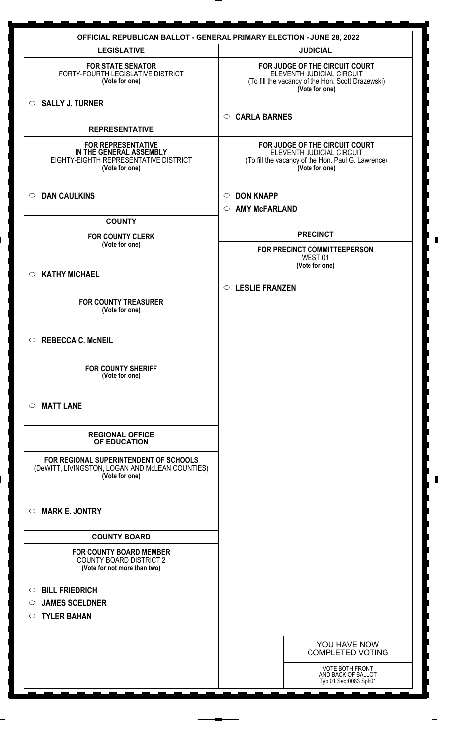# OFFICIAL REPUBLICAN BALLOT - GENERAL PRIMARY ELECTION - JUNE 28, 2022

## LEGISLATIVE

**FOR STATE SENATOR**
FORTY-FOURTH LEGISLATIVE DISTRICT
**(Vote for one)**

○ **SALLY J. TURNER**

## REPRESENTATIVE

**FOR REPRESENTATIVE IN THE GENERAL ASSEMBLY**
EIGHTY-EIGHTH REPRESENTATIVE DISTRICT
**(Vote for one)**

○ **DAN CAULKINS**

## COUNTY

**FOR COUNTY CLERK**
**(Vote for one)**

○ **KATHY MICHAEL**

**FOR COUNTY TREASURER**
**(Vote for one)**

○ **REBECCA C. McNEIL**

**FOR COUNTY SHERIFF**
**(Vote for one)**

○ **MATT LANE**

## REGIONAL OFFICE OF EDUCATION

**FOR REGIONAL SUPERINTENDENT OF SCHOOLS**
(DeWITT, LIVINGSTON, LOGAN AND McLEAN COUNTIES)
**(Vote for one)**

○ **MARK E. JONTRY**

## COUNTY BOARD

**FOR COUNTY BOARD MEMBER**
COUNTY BOARD DISTRICT 2
**(Vote for not more than two)**

○ **BILL FRIEDRICH**
○ **JAMES SOELDNER**
○ **TYLER BAHAN**

## JUDICIAL

**FOR JUDGE OF THE CIRCUIT COURT**
ELEVENTH JUDICIAL CIRCUIT
(To fill the vacancy of the Hon. Scott Drazewski)
**(Vote for one)**

○ **CARLA BARNES**

**FOR JUDGE OF THE CIRCUIT COURT**
ELEVENTH JUDICIAL CIRCUIT
(To fill the vacancy of the Hon. Paul G. Lawrence)
**(Vote for one)**

○ **DON KNAPP**
○ **AMY McFARLAND**

## PRECINCT

**FOR PRECINCT COMMITTEEPERSON**
WEST 01
**(Vote for one)**

○ **LESLIE FRANZEN**

YOU HAVE NOW COMPLETED VOTING

VOTE BOTH FRONT AND BACK OF BALLOT
Typ:01 Seq:0083 Spl:01